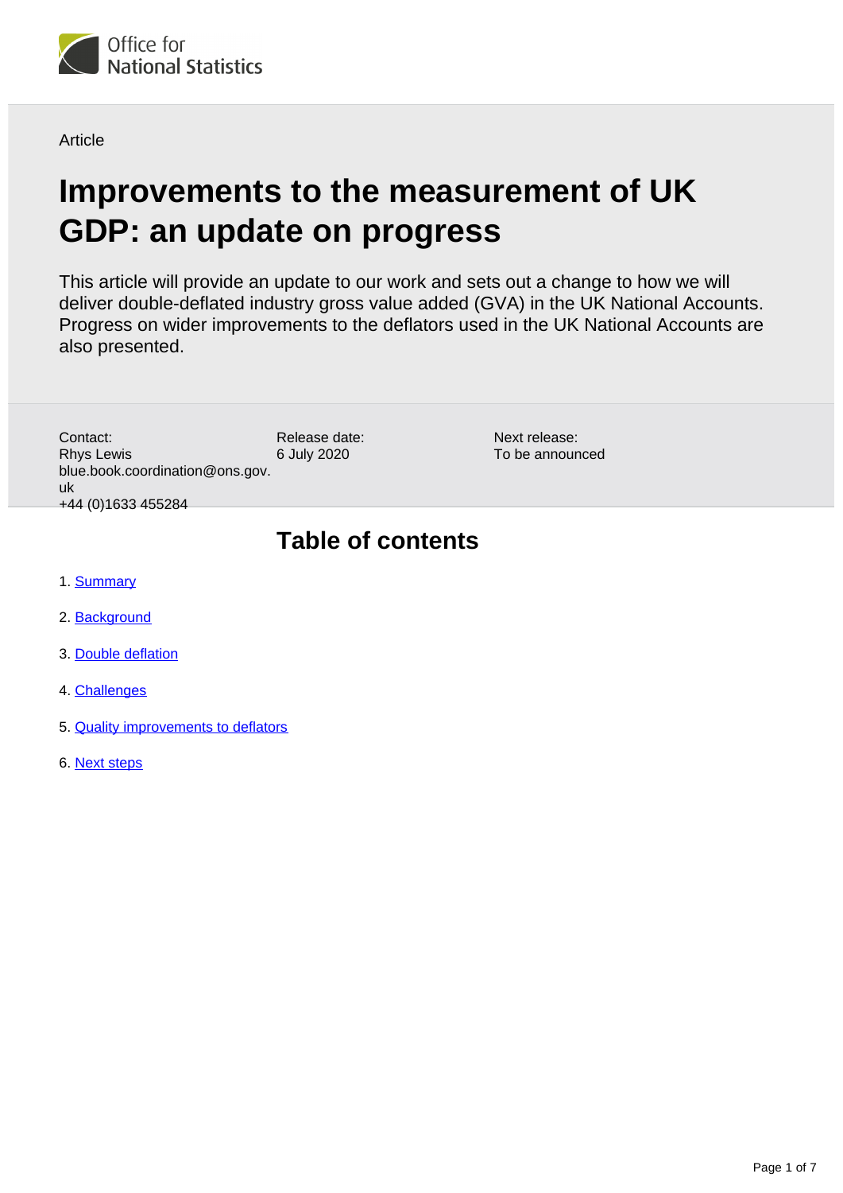Office for National Statistics

Article

# Improvements to the measurement of UK GDP: an update on progress

This article will provide an update to our work and sets out a change to how we will deliver double-deflated industry gross value added (GVA) in the UK National Accounts. Progress on wider improvements to the deflators used in the UK National Accounts are also presented.

Contact:
Rhys Lewis
blue.book.coordination@ons.gov.uk
+44 (0)1633 455284

Release date:
6 July 2020

Next release:
To be announced

## Table of contents

1. Summary
2. Background
3. Double deflation
4. Challenges
5. Quality improvements to deflators
6. Next steps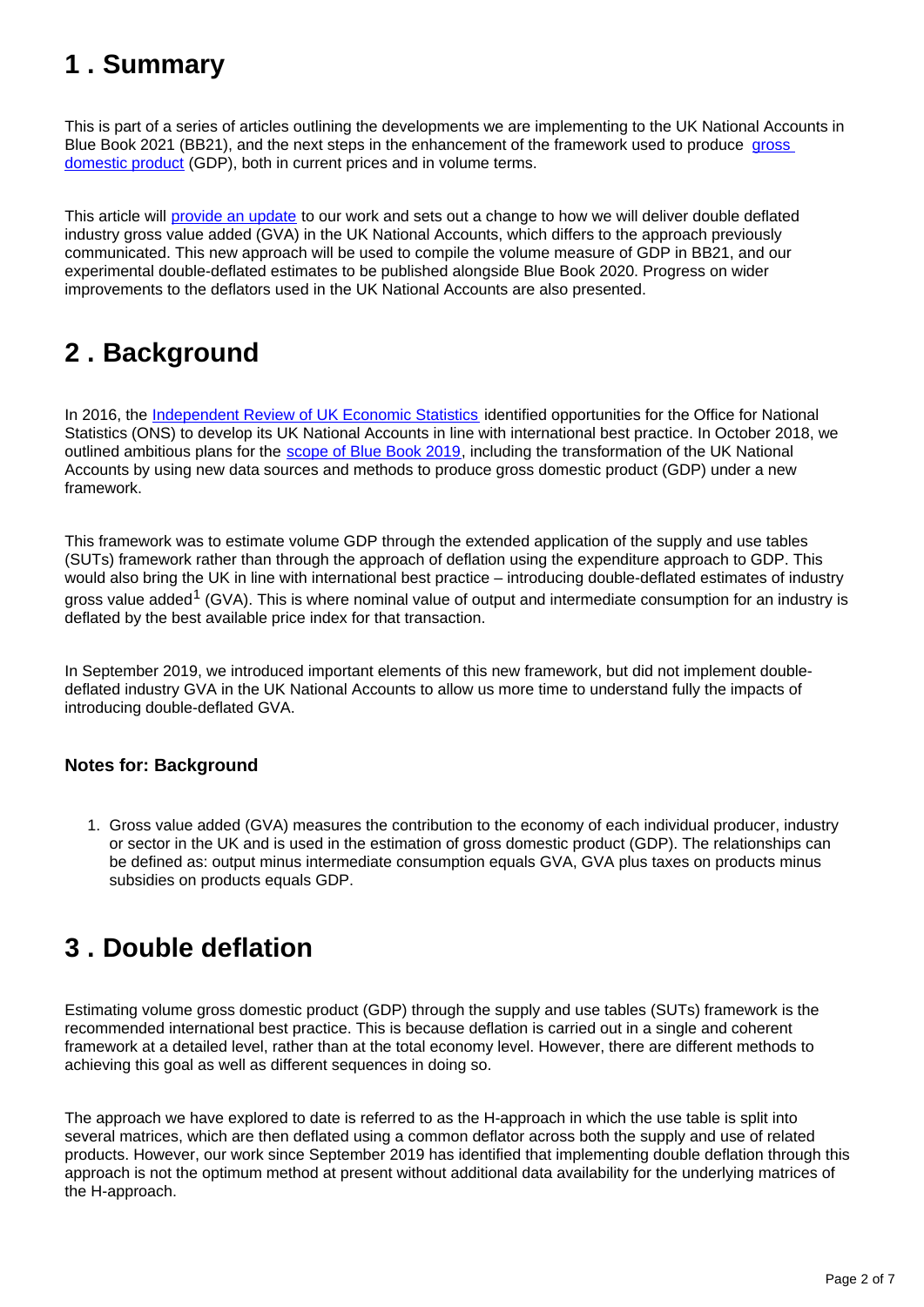## 1 . Summary

This is part of a series of articles outlining the developments we are implementing to the UK National Accounts in Blue Book 2021 (BB21), and the next steps in the enhancement of the framework used to produce gross domestic product (GDP), both in current prices and in volume terms.

This article will provide an update to our work and sets out a change to how we will deliver double deflated industry gross value added (GVA) in the UK National Accounts, which differs to the approach previously communicated. This new approach will be used to compile the volume measure of GDP in BB21, and our experimental double-deflated estimates to be published alongside Blue Book 2020. Progress on wider improvements to the deflators used in the UK National Accounts are also presented.

## 2 . Background

In 2016, the Independent Review of UK Economic Statistics identified opportunities for the Office for National Statistics (ONS) to develop its UK National Accounts in line with international best practice. In October 2018, we outlined ambitious plans for the scope of Blue Book 2019, including the transformation of the UK National Accounts by using new data sources and methods to produce gross domestic product (GDP) under a new framework.

This framework was to estimate volume GDP through the extended application of the supply and use tables (SUTs) framework rather than through the approach of deflation using the expenditure approach to GDP. This would also bring the UK in line with international best practice – introducing double-deflated estimates of industry gross value added[1] (GVA). This is where nominal value of output and intermediate consumption for an industry is deflated by the best available price index for that transaction.

In September 2019, we introduced important elements of this new framework, but did not implement double-deflated industry GVA in the UK National Accounts to allow us more time to understand fully the impacts of introducing double-deflated GVA.

### Notes for: Background

1. Gross value added (GVA) measures the contribution to the economy of each individual producer, industry or sector in the UK and is used in the estimation of gross domestic product (GDP). The relationships can be defined as: output minus intermediate consumption equals GVA, GVA plus taxes on products minus subsidies on products equals GDP.

## 3 . Double deflation

Estimating volume gross domestic product (GDP) through the supply and use tables (SUTs) framework is the recommended international best practice. This is because deflation is carried out in a single and coherent framework at a detailed level, rather than at the total economy level. However, there are different methods to achieving this goal as well as different sequences in doing so.

The approach we have explored to date is referred to as the H-approach in which the use table is split into several matrices, which are then deflated using a common deflator across both the supply and use of related products. However, our work since September 2019 has identified that implementing double deflation through this approach is not the optimum method at present without additional data availability for the underlying matrices of the H-approach.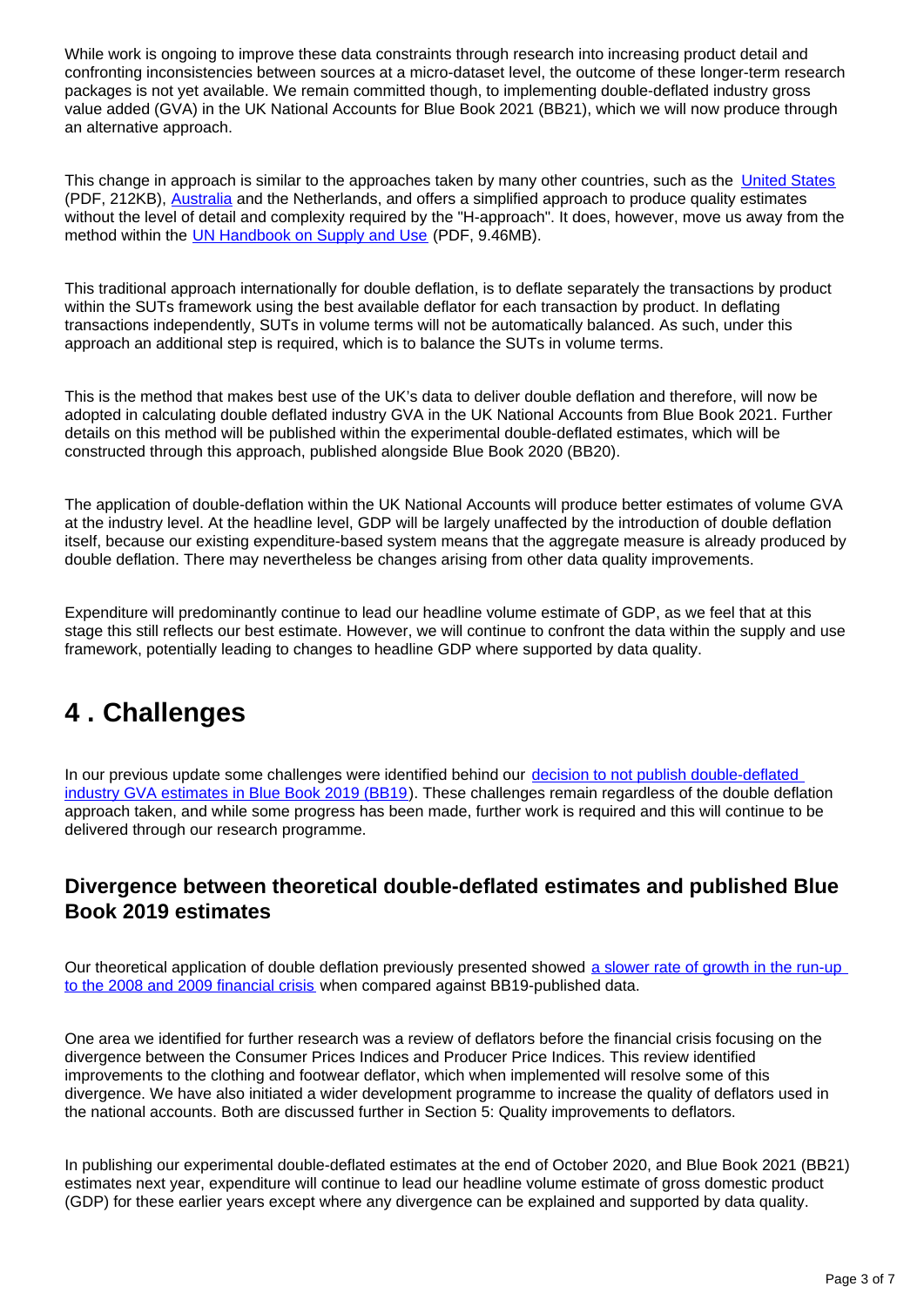While work is ongoing to improve these data constraints through research into increasing product detail and confronting inconsistencies between sources at a micro-dataset level, the outcome of these longer-term research packages is not yet available. We remain committed though, to implementing double-deflated industry gross value added (GVA) in the UK National Accounts for Blue Book 2021 (BB21), which we will now produce through an alternative approach.

This change in approach is similar to the approaches taken by many other countries, such as the United States (PDF, 212KB), Australia and the Netherlands, and offers a simplified approach to produce quality estimates without the level of detail and complexity required by the "H-approach". It does, however, move us away from the method within the UN Handbook on Supply and Use (PDF, 9.46MB).

This traditional approach internationally for double deflation, is to deflate separately the transactions by product within the SUTs framework using the best available deflator for each transaction by product. In deflating transactions independently, SUTs in volume terms will not be automatically balanced. As such, under this approach an additional step is required, which is to balance the SUTs in volume terms.

This is the method that makes best use of the UK's data to deliver double deflation and therefore, will now be adopted in calculating double deflated industry GVA in the UK National Accounts from Blue Book 2021. Further details on this method will be published within the experimental double-deflated estimates, which will be constructed through this approach, published alongside Blue Book 2020 (BB20).

The application of double-deflation within the UK National Accounts will produce better estimates of volume GVA at the industry level. At the headline level, GDP will be largely unaffected by the introduction of double deflation itself, because our existing expenditure-based system means that the aggregate measure is already produced by double deflation. There may nevertheless be changes arising from other data quality improvements.

Expenditure will predominantly continue to lead our headline volume estimate of GDP, as we feel that at this stage this still reflects our best estimate. However, we will continue to confront the data within the supply and use framework, potentially leading to changes to headline GDP where supported by data quality.

# 4 . Challenges

In our previous update some challenges were identified behind our decision to not publish double-deflated industry GVA estimates in Blue Book 2019 (BB19). These challenges remain regardless of the double deflation approach taken, and while some progress has been made, further work is required and this will continue to be delivered through our research programme.

## Divergence between theoretical double-deflated estimates and published Blue Book 2019 estimates

Our theoretical application of double deflation previously presented showed a slower rate of growth in the run-up to the 2008 and 2009 financial crisis when compared against BB19-published data.

One area we identified for further research was a review of deflators before the financial crisis focusing on the divergence between the Consumer Prices Indices and Producer Price Indices. This review identified improvements to the clothing and footwear deflator, which when implemented will resolve some of this divergence. We have also initiated a wider development programme to increase the quality of deflators used in the national accounts. Both are discussed further in Section 5: Quality improvements to deflators.

In publishing our experimental double-deflated estimates at the end of October 2020, and Blue Book 2021 (BB21) estimates next year, expenditure will continue to lead our headline volume estimate of gross domestic product (GDP) for these earlier years except where any divergence can be explained and supported by data quality.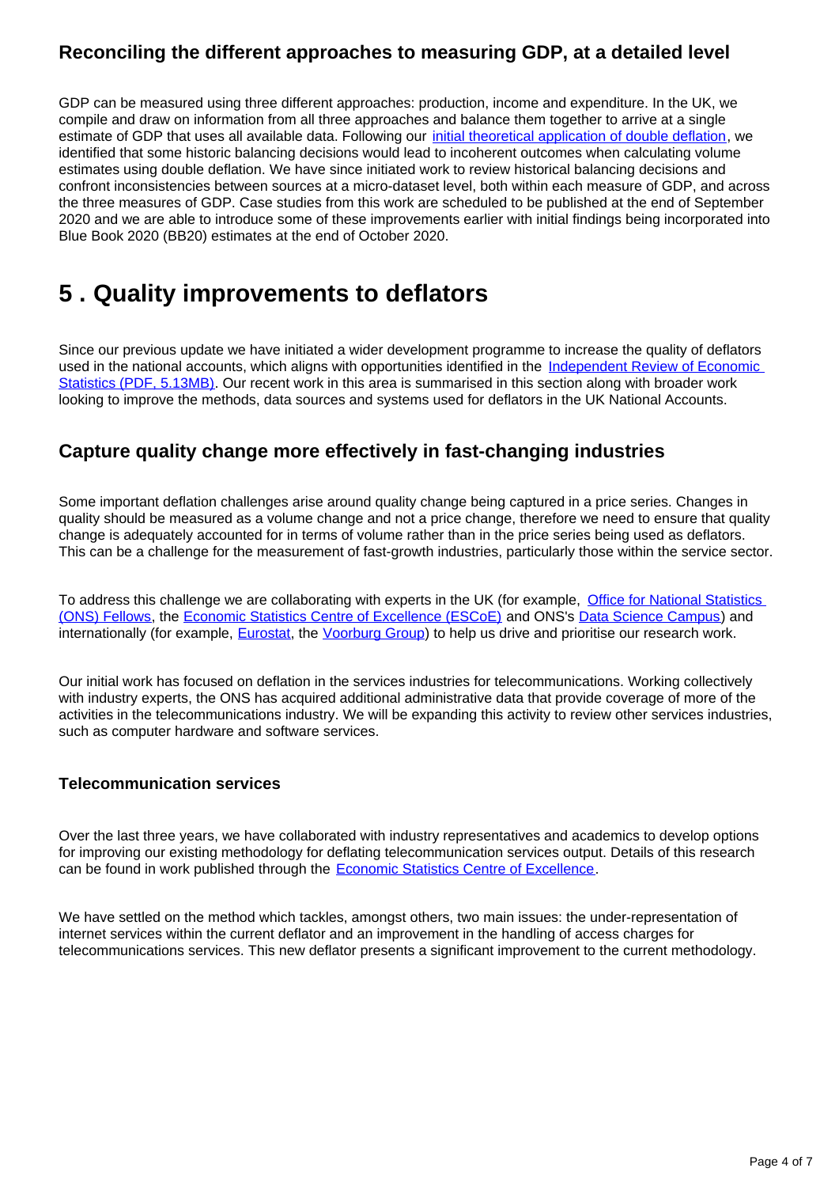### Reconciling the different approaches to measuring GDP, at a detailed level

GDP can be measured using three different approaches: production, income and expenditure. In the UK, we compile and draw on information from all three approaches and balance them together to arrive at a single estimate of GDP that uses all available data. Following our initial theoretical application of double deflation, we identified that some historic balancing decisions would lead to incoherent outcomes when calculating volume estimates using double deflation. We have since initiated work to review historical balancing decisions and confront inconsistencies between sources at a micro-dataset level, both within each measure of GDP, and across the three measures of GDP. Case studies from this work are scheduled to be published at the end of September 2020 and we are able to introduce some of these improvements earlier with initial findings being incorporated into Blue Book 2020 (BB20) estimates at the end of October 2020.

## 5 . Quality improvements to deflators

Since our previous update we have initiated a wider development programme to increase the quality of deflators used in the national accounts, which aligns with opportunities identified in the Independent Review of Economic Statistics (PDF, 5.13MB). Our recent work in this area is summarised in this section along with broader work looking to improve the methods, data sources and systems used for deflators in the UK National Accounts.

### Capture quality change more effectively in fast-changing industries

Some important deflation challenges arise around quality change being captured in a price series. Changes in quality should be measured as a volume change and not a price change, therefore we need to ensure that quality change is adequately accounted for in terms of volume rather than in the price series being used as deflators. This can be a challenge for the measurement of fast-growth industries, particularly those within the service sector.

To address this challenge we are collaborating with experts in the UK (for example, Office for National Statistics (ONS) Fellows, the Economic Statistics Centre of Excellence (ESCoE) and ONS's Data Science Campus) and internationally (for example, Eurostat, the Voorburg Group) to help us drive and prioritise our research work.

Our initial work has focused on deflation in the services industries for telecommunications. Working collectively with industry experts, the ONS has acquired additional administrative data that provide coverage of more of the activities in the telecommunications industry. We will be expanding this activity to review other services industries, such as computer hardware and software services.

#### Telecommunication services

Over the last three years, we have collaborated with industry representatives and academics to develop options for improving our existing methodology for deflating telecommunication services output. Details of this research can be found in work published through the Economic Statistics Centre of Excellence.

We have settled on the method which tackles, amongst others, two main issues: the under-representation of internet services within the current deflator and an improvement in the handling of access charges for telecommunications services. This new deflator presents a significant improvement to the current methodology.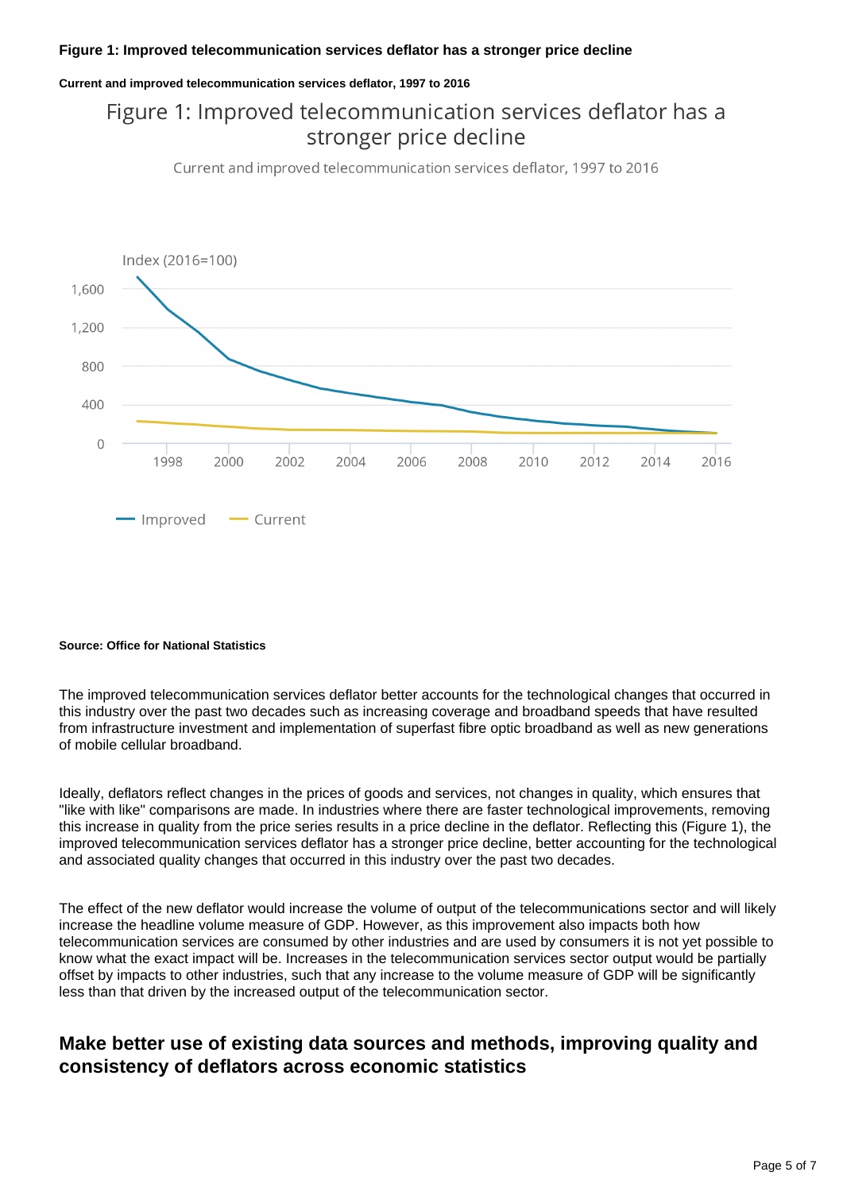**Figure 1: Improved telecommunication services deflator has a stronger price decline**

**Current and improved telecommunication services deflator, 1997 to 2016**

**Source: Office for National Statistics**

The improved telecommunication services deflator better accounts for the technological changes that occurred in this industry over the past two decades such as increasing coverage and broadband speeds that have resulted from infrastructure investment and implementation of superfast fibre optic broadband as well as new generations of mobile cellular broadband.

Ideally, deflators reflect changes in the prices of goods and services, not changes in quality, which ensures that "like with like" comparisons are made. In industries where there are faster technological improvements, removing this increase in quality from the price series results in a price decline in the deflator. Reflecting this (Figure 1), the improved telecommunication services deflator has a stronger price decline, better accounting for the technological and associated quality changes that occurred in this industry over the past two decades.

The effect of the new deflator would increase the volume of output of the telecommunications sector and will likely increase the headline volume measure of GDP. However, as this improvement also impacts both how telecommunication services are consumed by other industries and are used by consumers it is not yet possible to know what the exact impact will be. Increases in the telecommunication services sector output would be partially offset by impacts to other industries, such that any increase to the volume measure of GDP will be significantly less than that driven by the increased output of the telecommunication sector.

## Make better use of existing data sources and methods, improving quality and consistency of deflators across economic statistics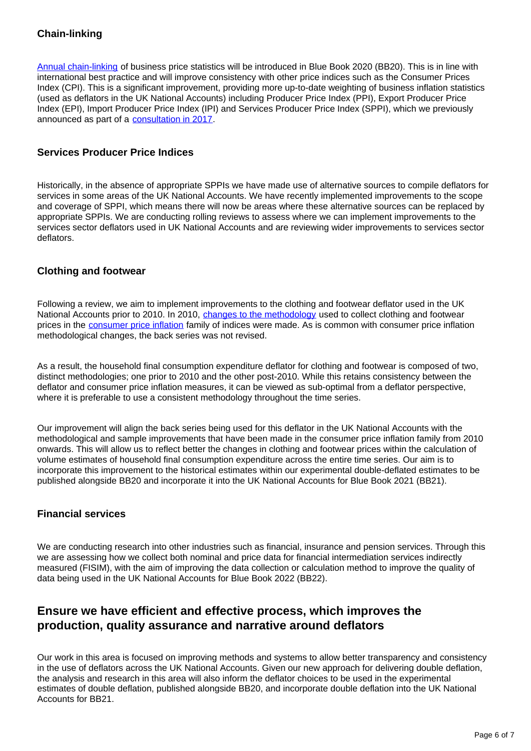### Chain-linking

[Annual chain-linking](#) of business price statistics will be introduced in Blue Book 2020 (BB20). This is in line with international best practice and will improve consistency with other price indices such as the Consumer Prices Index (CPI). This is a significant improvement, providing more up-to-date weighting of business inflation statistics (used as deflators in the UK National Accounts) including Producer Price Index (PPI), Export Producer Price Index (EPI), Import Producer Price Index (IPI) and Services Producer Price Index (SPPI), which we previously announced as part of a [consultation in 2017](#).

### Services Producer Price Indices

Historically, in the absence of appropriate SPPIs we have made use of alternative sources to compile deflators for services in some areas of the UK National Accounts. We have recently implemented improvements to the scope and coverage of SPPI, which means there will now be areas where these alternative sources can be replaced by appropriate SPPIs. We are conducting rolling reviews to assess where we can implement improvements to the services sector deflators used in UK National Accounts and are reviewing wider improvements to services sector deflators.

### Clothing and footwear

Following a review, we aim to implement improvements to the clothing and footwear deflator used in the UK National Accounts prior to 2010. In 2010, [changes to the methodology](#) used to collect clothing and footwear prices in the [consumer price inflation](#) family of indices were made. As is common with consumer price inflation methodological changes, the back series was not revised.

As a result, the household final consumption expenditure deflator for clothing and footwear is composed of two, distinct methodologies; one prior to 2010 and the other post-2010. While this retains consistency between the deflator and consumer price inflation measures, it can be viewed as sub-optimal from a deflator perspective, where it is preferable to use a consistent methodology throughout the time series.

Our improvement will align the back series being used for this deflator in the UK National Accounts with the methodological and sample improvements that have been made in the consumer price inflation family from 2010 onwards. This will allow us to reflect better the changes in clothing and footwear prices within the calculation of volume estimates of household final consumption expenditure across the entire time series. Our aim is to incorporate this improvement to the historical estimates within our experimental double-deflated estimates to be published alongside BB20 and incorporate it into the UK National Accounts for Blue Book 2021 (BB21).

### Financial services

We are conducting research into other industries such as financial, insurance and pension services. Through this we are assessing how we collect both nominal and price data for financial intermediation services indirectly measured (FISIM), with the aim of improving the data collection or calculation method to improve the quality of data being used in the UK National Accounts for Blue Book 2022 (BB22).

## Ensure we have efficient and effective process, which improves the production, quality assurance and narrative around deflators

Our work in this area is focused on improving methods and systems to allow better transparency and consistency in the use of deflators across the UK National Accounts. Given our new approach for delivering double deflation, the analysis and research in this area will also inform the deflator choices to be used in the experimental estimates of double deflation, published alongside BB20, and incorporate double deflation into the UK National Accounts for BB21.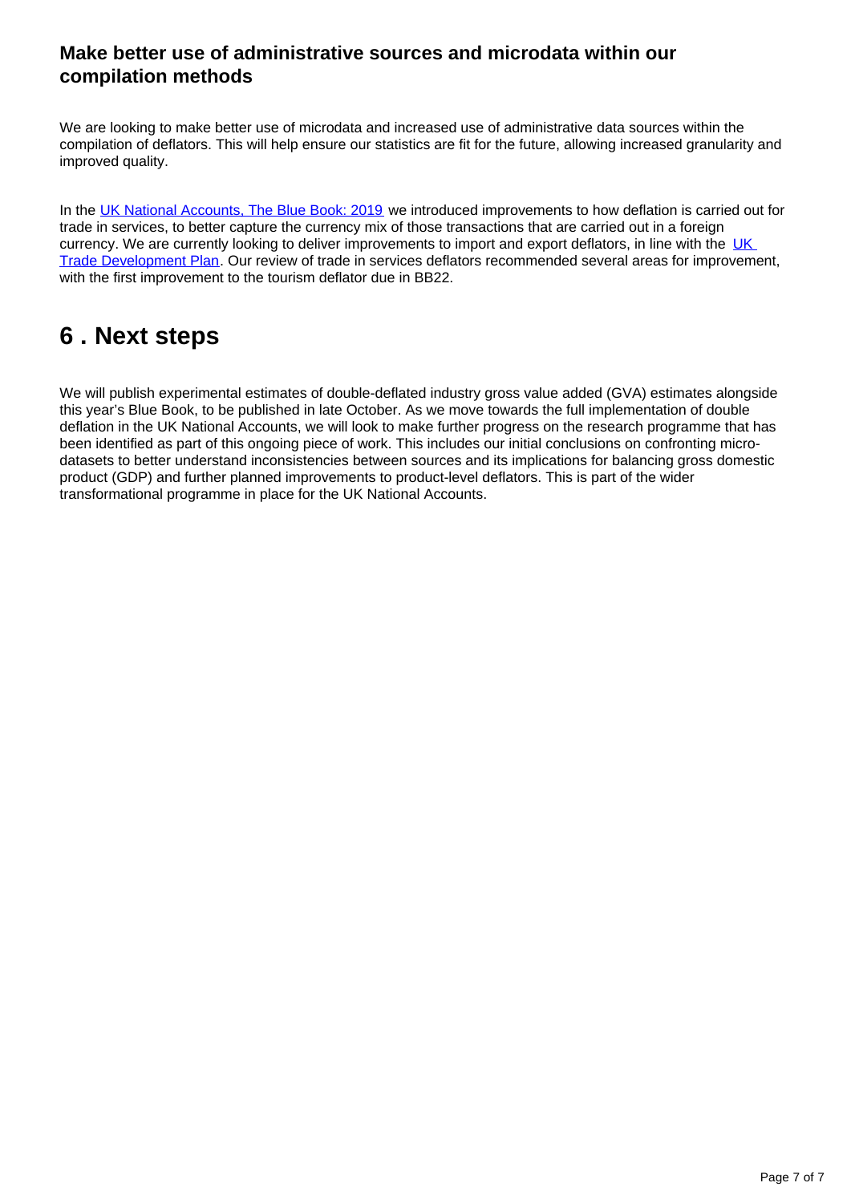### Make better use of administrative sources and microdata within our compilation methods

We are looking to make better use of microdata and increased use of administrative data sources within the compilation of deflators. This will help ensure our statistics are fit for the future, allowing increased granularity and improved quality.

In the [UK National Accounts, The Blue Book: 2019](#) we introduced improvements to how deflation is carried out for trade in services, to better capture the currency mix of those transactions that are carried out in a foreign currency. We are currently looking to deliver improvements to import and export deflators, in line with the [UK Trade Development Plan](#). Our review of trade in services deflators recommended several areas for improvement, with the first improvement to the tourism deflator due in BB22.

## 6 . Next steps

We will publish experimental estimates of double-deflated industry gross value added (GVA) estimates alongside this year's Blue Book, to be published in late October. As we move towards the full implementation of double deflation in the UK National Accounts, we will look to make further progress on the research programme that has been identified as part of this ongoing piece of work. This includes our initial conclusions on confronting micro-datasets to better understand inconsistencies between sources and its implications for balancing gross domestic product (GDP) and further planned improvements to product-level deflators. This is part of the wider transformational programme in place for the UK National Accounts.